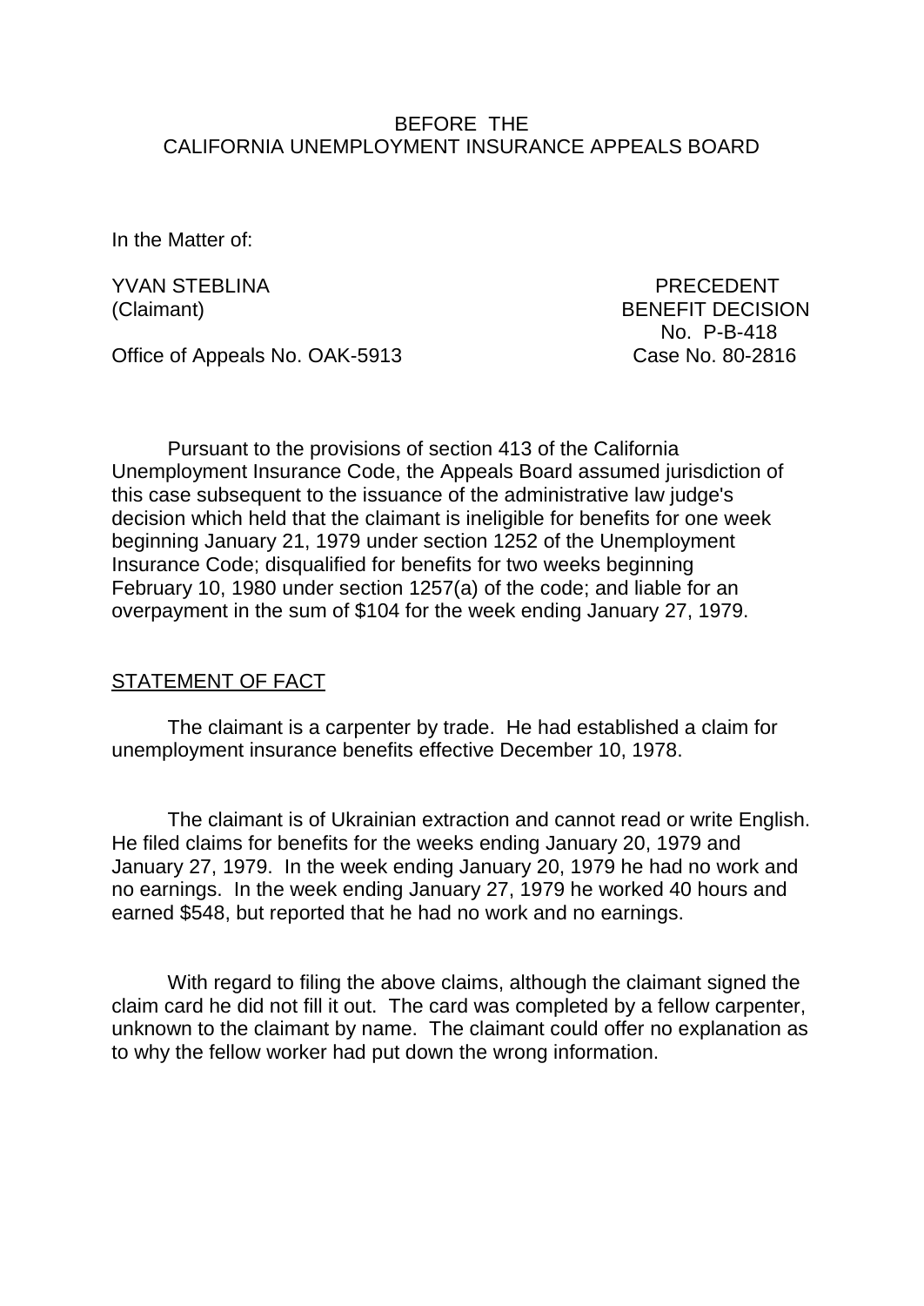BEFORE THE
CALIFORNIA UNEMPLOYMENT INSURANCE APPEALS BOARD

In the Matter of:

YVAN STEBLINA
(Claimant)

PRECEDENT
BENEFIT DECISION
No. P-B-418

Office of Appeals No. OAK-5913

Case No. 80-2816

Pursuant to the provisions of section 413 of the California Unemployment Insurance Code, the Appeals Board assumed jurisdiction of this case subsequent to the issuance of the administrative law judge's decision which held that the claimant is ineligible for benefits for one week beginning January 21, 1979 under section 1252 of the Unemployment Insurance Code; disqualified for benefits for two weeks beginning February 10, 1980 under section 1257(a) of the code; and liable for an overpayment in the sum of $104 for the week ending January 27, 1979.

## STATEMENT OF FACT

The claimant is a carpenter by trade. He had established a claim for unemployment insurance benefits effective December 10, 1978.

The claimant is of Ukrainian extraction and cannot read or write English. He filed claims for benefits for the weeks ending January 20, 1979 and January 27, 1979. In the week ending January 20, 1979 he had no work and no earnings. In the week ending January 27, 1979 he worked 40 hours and earned $548, but reported that he had no work and no earnings.

With regard to filing the above claims, although the claimant signed the claim card he did not fill it out. The card was completed by a fellow carpenter, unknown to the claimant by name. The claimant could offer no explanation as to why the fellow worker had put down the wrong information.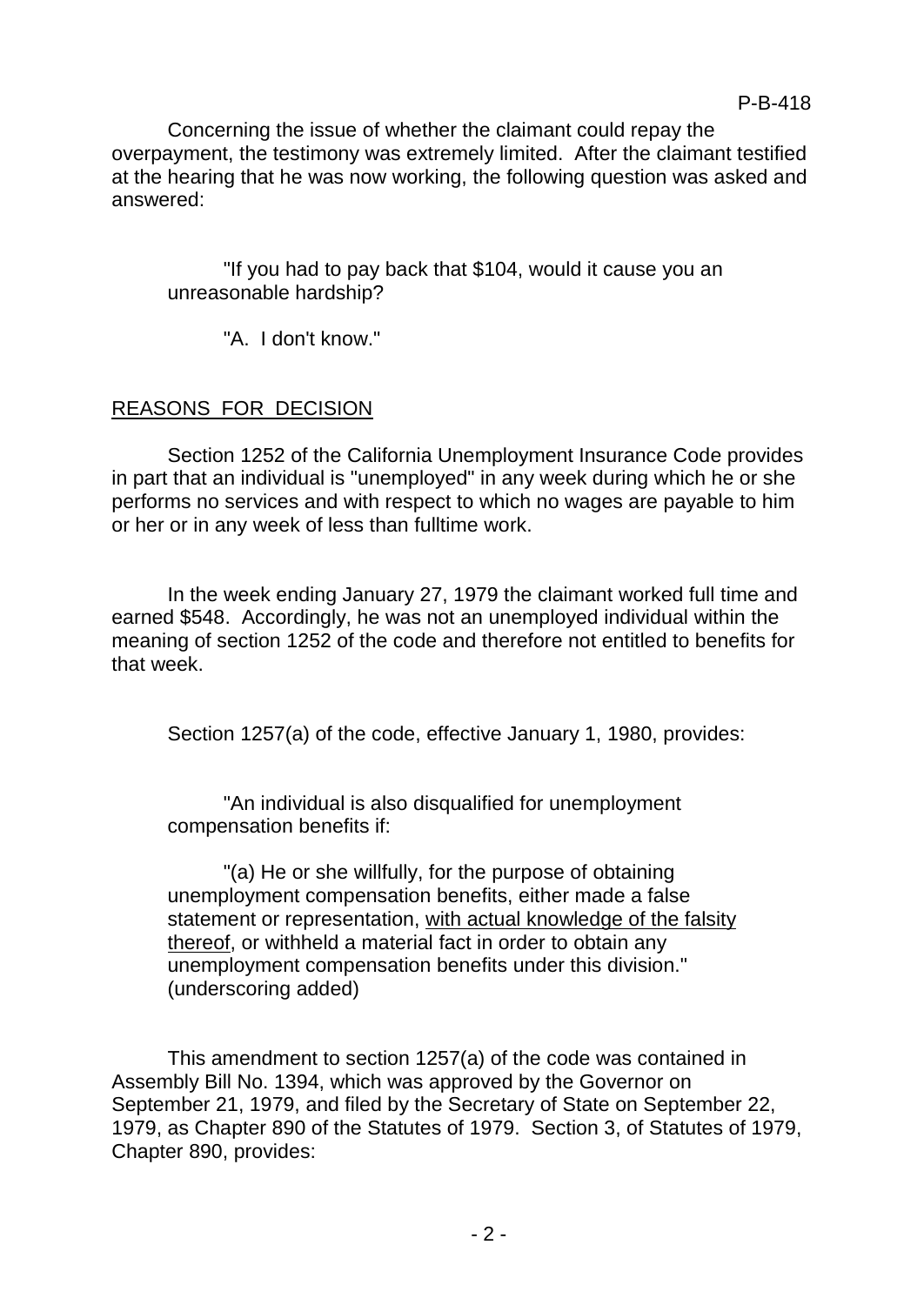Concerning the issue of whether the claimant could repay the overpayment, the testimony was extremely limited. After the claimant testified at the hearing that he was now working, the following question was asked and answered:

> "If you had to pay back that $104, would it cause you an unreasonable hardship?
>
> "A. I don't know."

## REASONS FOR DECISION

Section 1252 of the California Unemployment Insurance Code provides in part that an individual is "unemployed" in any week during which he or she performs no services and with respect to which no wages are payable to him or her or in any week of less than fulltime work.

In the week ending January 27, 1979 the claimant worked full time and earned $548. Accordingly, he was not an unemployed individual within the meaning of section 1252 of the code and therefore not entitled to benefits for that week.

Section 1257(a) of the code, effective January 1, 1980, provides:

> "An individual is also disqualified for unemployment compensation benefits if:
>
> "(a) He or she willfully, for the purpose of obtaining unemployment compensation benefits, either made a false statement or representation, <u>with actual knowledge of the falsity thereof</u>, or withheld a material fact in order to obtain any unemployment compensation benefits under this division." (underscoring added)

This amendment to section 1257(a) of the code was contained in Assembly Bill No. 1394, which was approved by the Governor on September 21, 1979, and filed by the Secretary of State on September 22, 1979, as Chapter 890 of the Statutes of 1979. Section 3, of Statutes of 1979, Chapter 890, provides: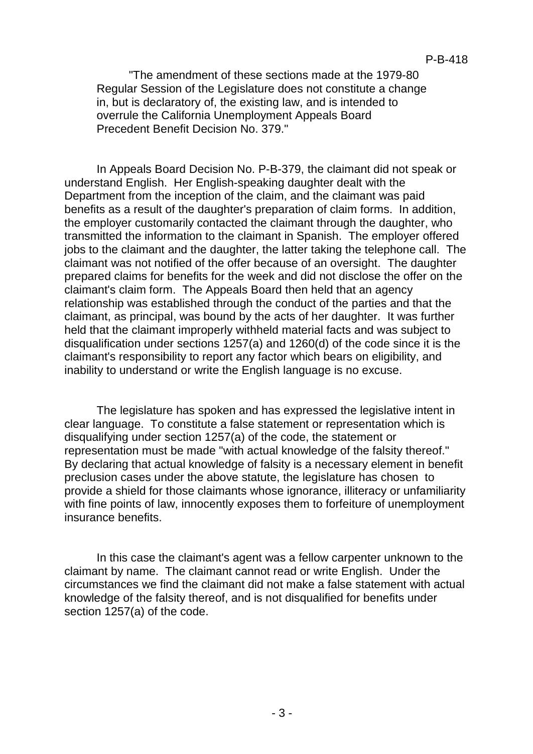"The amendment of these sections made at the 1979-80 Regular Session of the Legislature does not constitute a change in, but is declaratory of, the existing law, and is intended to overrule the California Unemployment Appeals Board Precedent Benefit Decision No. 379."

In Appeals Board Decision No. P-B-379, the claimant did not speak or understand English. Her English-speaking daughter dealt with the Department from the inception of the claim, and the claimant was paid benefits as a result of the daughter's preparation of claim forms. In addition, the employer customarily contacted the claimant through the daughter, who transmitted the information to the claimant in Spanish. The employer offered jobs to the claimant and the daughter, the latter taking the telephone call. The claimant was not notified of the offer because of an oversight. The daughter prepared claims for benefits for the week and did not disclose the offer on the claimant's claim form. The Appeals Board then held that an agency relationship was established through the conduct of the parties and that the claimant, as principal, was bound by the acts of her daughter. It was further held that the claimant improperly withheld material facts and was subject to disqualification under sections 1257(a) and 1260(d) of the code since it is the claimant's responsibility to report any factor which bears on eligibility, and inability to understand or write the English language is no excuse.

The legislature has spoken and has expressed the legislative intent in clear language. To constitute a false statement or representation which is disqualifying under section 1257(a) of the code, the statement or representation must be made "with actual knowledge of the falsity thereof." By declaring that actual knowledge of falsity is a necessary element in benefit preclusion cases under the above statute, the legislature has chosen to provide a shield for those claimants whose ignorance, illiteracy or unfamiliarity with fine points of law, innocently exposes them to forfeiture of unemployment insurance benefits.

In this case the claimant's agent was a fellow carpenter unknown to the claimant by name. The claimant cannot read or write English. Under the circumstances we find the claimant did not make a false statement with actual knowledge of the falsity thereof, and is not disqualified for benefits under section 1257(a) of the code.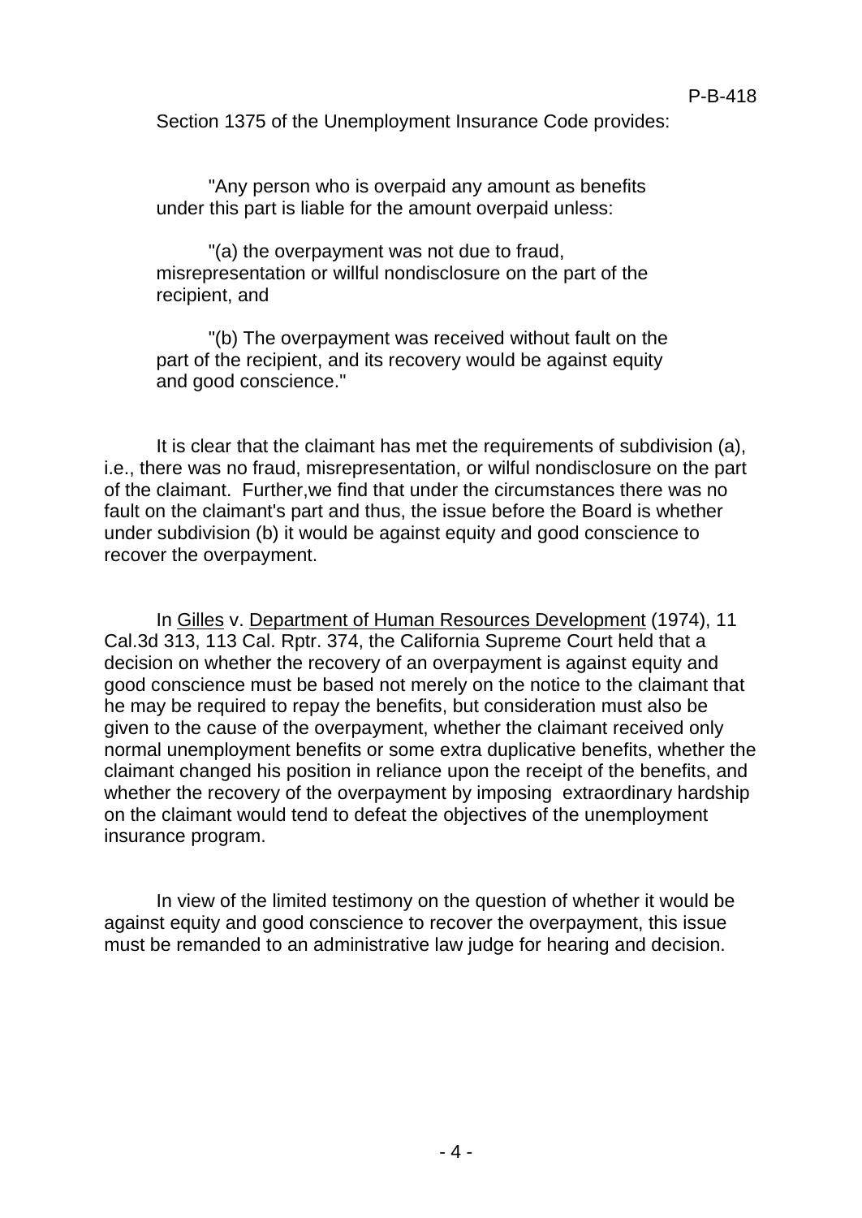Section 1375 of the Unemployment Insurance Code provides:

> "Any person who is overpaid any amount as benefits under this part is liable for the amount overpaid unless:
>
> "(a) the overpayment was not due to fraud, misrepresentation or willful nondisclosure on the part of the recipient, and
>
> "(b) The overpayment was received without fault on the part of the recipient, and its recovery would be against equity and good conscience."

It is clear that the claimant has met the requirements of subdivision (a), i.e., there was no fraud, misrepresentation, or wilful nondisclosure on the part of the claimant. Further,we find that under the circumstances there was no fault on the claimant's part and thus, the issue before the Board is whether under subdivision (b) it would be against equity and good conscience to recover the overpayment.

In Gilles v. Department of Human Resources Development (1974), 11 Cal.3d 313, 113 Cal. Rptr. 374, the California Supreme Court held that a decision on whether the recovery of an overpayment is against equity and good conscience must be based not merely on the notice to the claimant that he may be required to repay the benefits, but consideration must also be given to the cause of the overpayment, whether the claimant received only normal unemployment benefits or some extra duplicative benefits, whether the claimant changed his position in reliance upon the receipt of the benefits, and whether the recovery of the overpayment by imposing extraordinary hardship on the claimant would tend to defeat the objectives of the unemployment insurance program.

In view of the limited testimony on the question of whether it would be against equity and good conscience to recover the overpayment, this issue must be remanded to an administrative law judge for hearing and decision.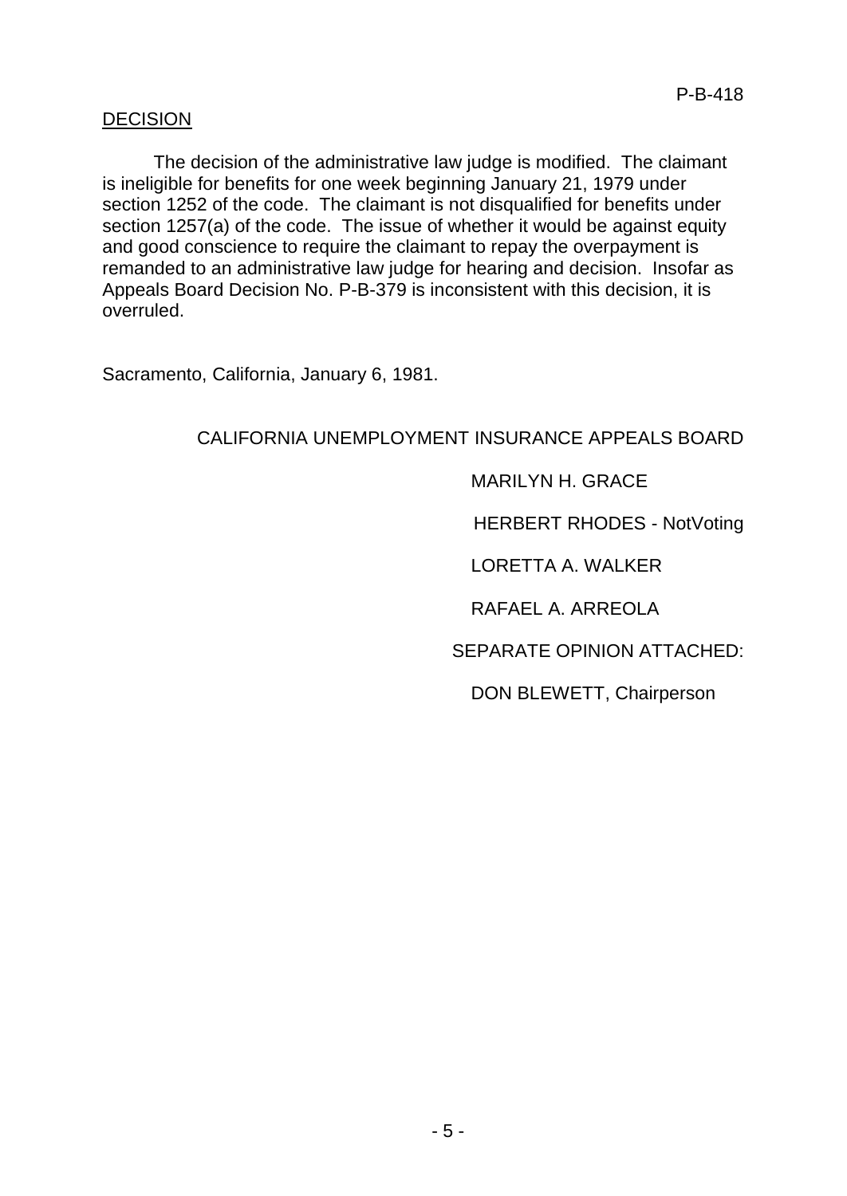## DECISION

The decision of the administrative law judge is modified. The claimant is ineligible for benefits for one week beginning January 21, 1979 under section 1252 of the code. The claimant is not disqualified for benefits under section 1257(a) of the code. The issue of whether it would be against equity and good conscience to require the claimant to repay the overpayment is remanded to an administrative law judge for hearing and decision. Insofar as Appeals Board Decision No. P-B-379 is inconsistent with this decision, it is overruled.

Sacramento, California, January 6, 1981.

CALIFORNIA UNEMPLOYMENT INSURANCE APPEALS BOARD

MARILYN H. GRACE

HERBERT RHODES - NotVoting

LORETTA A. WALKER

RAFAEL A. ARREOLA

SEPARATE OPINION ATTACHED:

DON BLEWETT, Chairperson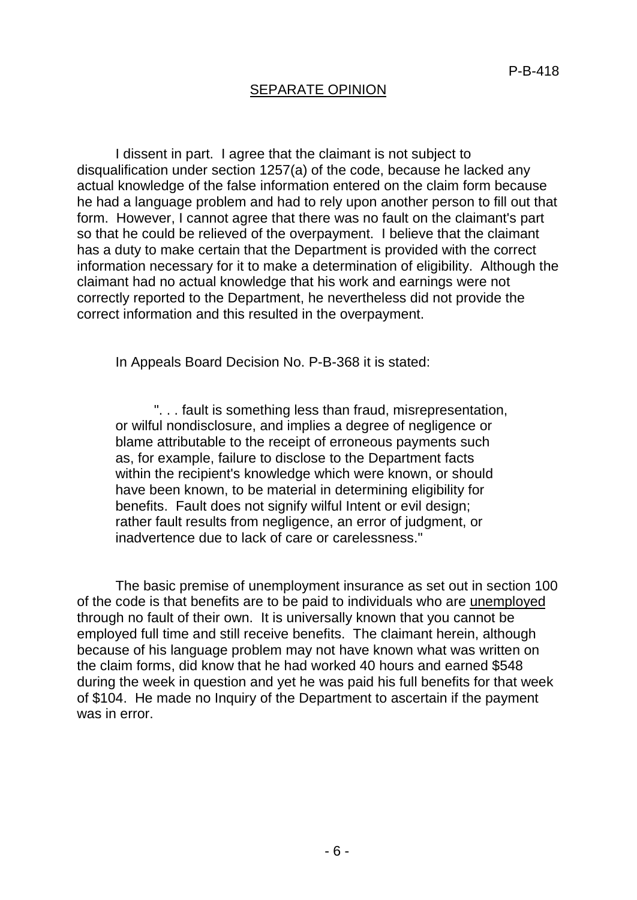## SEPARATE OPINION

I dissent in part. I agree that the claimant is not subject to disqualification under section 1257(a) of the code, because he lacked any actual knowledge of the false information entered on the claim form because he had a language problem and had to rely upon another person to fill out that form. However, I cannot agree that there was no fault on the claimant's part so that he could be relieved of the overpayment. I believe that the claimant has a duty to make certain that the Department is provided with the correct information necessary for it to make a determination of eligibility. Although the claimant had no actual knowledge that his work and earnings were not correctly reported to the Department, he nevertheless did not provide the correct information and this resulted in the overpayment.

In Appeals Board Decision No. P-B-368 it is stated:

> ". . . fault is something less than fraud, misrepresentation, or wilful nondisclosure, and implies a degree of negligence or blame attributable to the receipt of erroneous payments such as, for example, failure to disclose to the Department facts within the recipient's knowledge which were known, or should have been known, to be material in determining eligibility for benefits. Fault does not signify wilful Intent or evil design; rather fault results from negligence, an error of judgment, or inadvertence due to lack of care or carelessness."

The basic premise of unemployment insurance as set out in section 100 of the code is that benefits are to be paid to individuals who are <u>unemployed</u> through no fault of their own. It is universally known that you cannot be employed full time and still receive benefits. The claimant herein, although because of his language problem may not have known what was written on the claim forms, did know that he had worked 40 hours and earned $548 during the week in question and yet he was paid his full benefits for that week of $104. He made no Inquiry of the Department to ascertain if the payment was in error.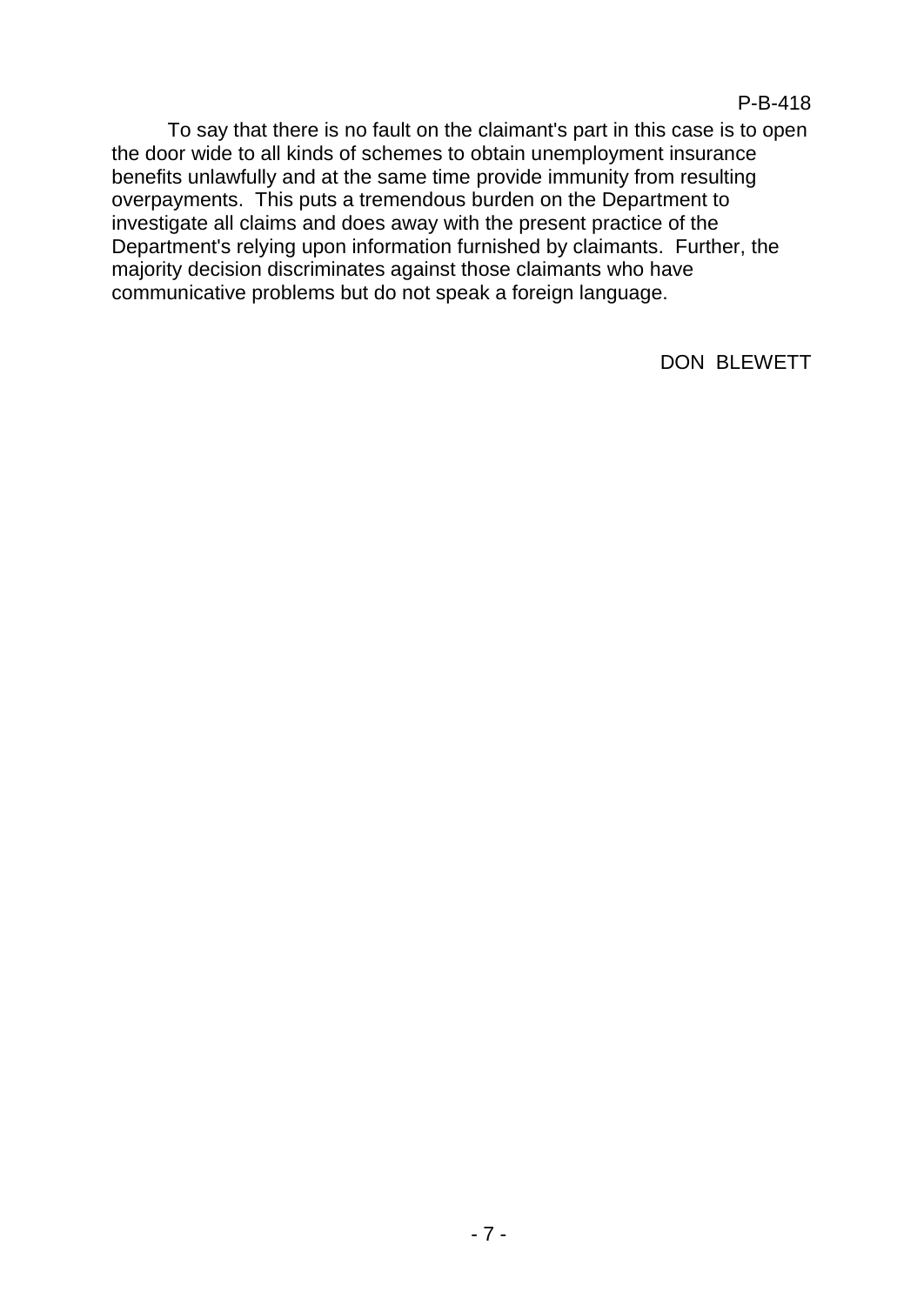To say that there is no fault on the claimant's part in this case is to open the door wide to all kinds of schemes to obtain unemployment insurance benefits unlawfully and at the same time provide immunity from resulting overpayments. This puts a tremendous burden on the Department to investigate all claims and does away with the present practice of the Department's relying upon information furnished by claimants. Further, the majority decision discriminates against those claimants who have communicative problems but do not speak a foreign language.

DON BLEWETT